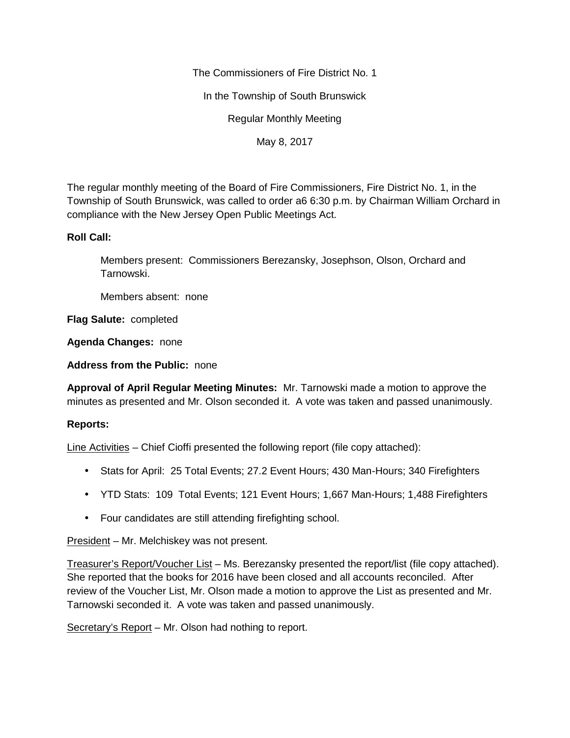The Commissioners of Fire District No. 1

In the Township of South Brunswick

Regular Monthly Meeting

May 8, 2017

The regular monthly meeting of the Board of Fire Commissioners, Fire District No. 1, in the Township of South Brunswick, was called to order a6 6:30 p.m. by Chairman William Orchard in compliance with the New Jersey Open Public Meetings Act.

**Roll Call:**

Members present: Commissioners Berezansky, Josephson, Olson, Orchard and Tarnowski.

Members absent: none

**Flag Salute:** completed

**Agenda Changes:** none

**Address from the Public:** none

**Approval of April Regular Meeting Minutes:** Mr. Tarnowski made a motion to approve the minutes as presented and Mr. Olson seconded it. A vote was taken and passed unanimously.

**Reports:**

<u>Line Activities</u> – Chief Cioffi presented the following report (file copy attached):

- Stats for April: 25 Total Events; 27.2 Event Hours; 430 Man-Hours; 340 Firefighters
- YTD Stats: 109 Total Events; 121 Event Hours; 1,667 Man-Hours; 1,488 Firefighters
- Four candidates are still attending firefighting school.

<u>President</u> – Mr. Melchiskey was not present.

<u>Treasurer's Report/Voucher List</u> – Ms. Berezansky presented the report/list (file copy attached). She reported that the books for 2016 have been closed and all accounts reconciled. After review of the Voucher List, Mr. Olson made a motion to approve the List as presented and Mr. Tarnowski seconded it. A vote was taken and passed unanimously.

<u>Secretary's Report</u> – Mr. Olson had nothing to report.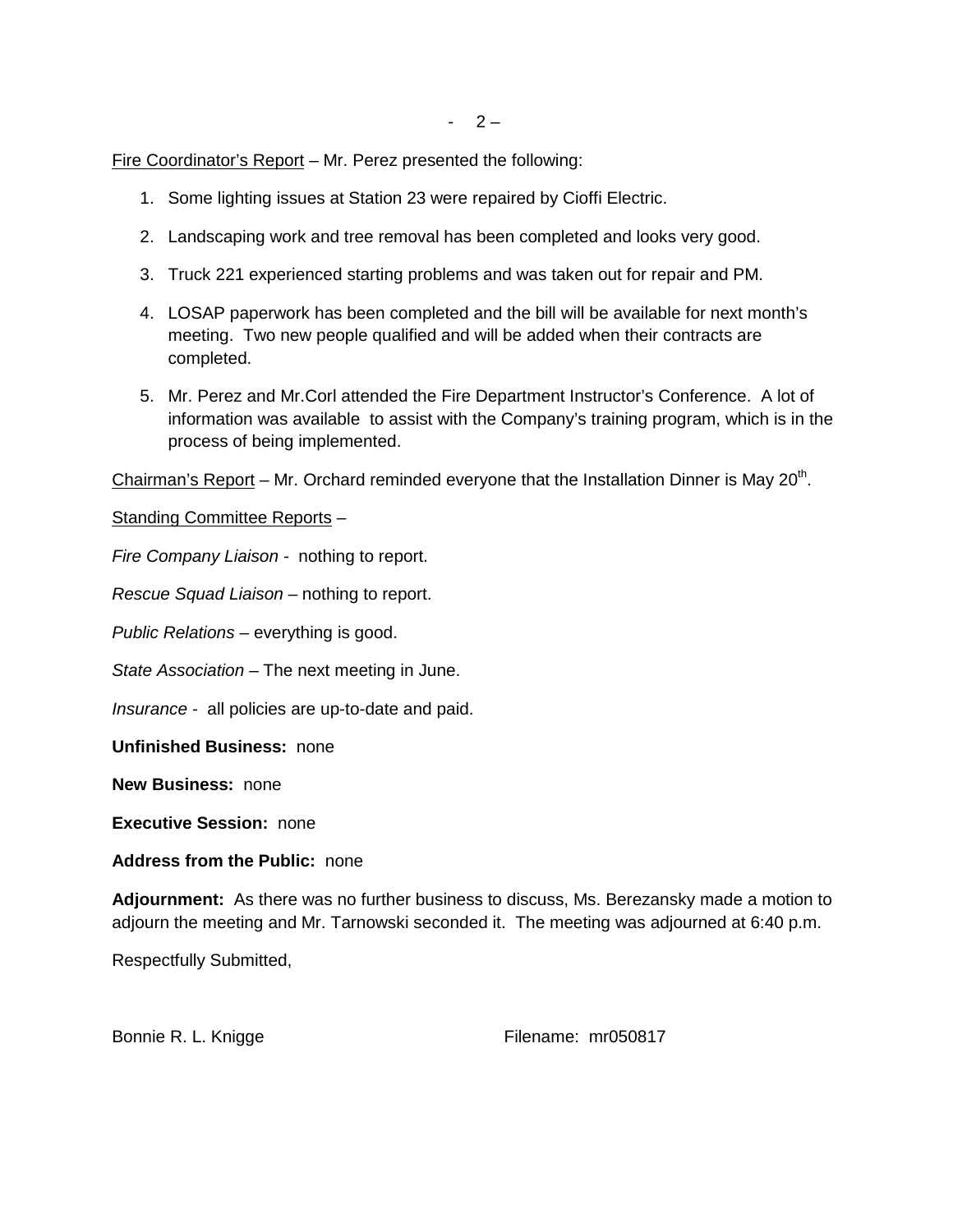Fire Coordinator's Report – Mr. Perez presented the following:

1. Some lighting issues at Station 23 were repaired by Cioffi Electric.
2. Landscaping work and tree removal has been completed and looks very good.
3. Truck 221 experienced starting problems and was taken out for repair and PM.
4. LOSAP paperwork has been completed and the bill will be available for next month's meeting. Two new people qualified and will be added when their contracts are completed.
5. Mr. Perez and Mr.Corl attended the Fire Department Instructor's Conference. A lot of information was available to assist with the Company's training program, which is in the process of being implemented.

Chairman's Report – Mr. Orchard reminded everyone that the Installation Dinner is May 20th.

Standing Committee Reports –

*Fire Company Liaison* - nothing to report.

*Rescue Squad Liaison* – nothing to report.

*Public Relations* – everything is good.

*State Association* – The next meeting in June.

*Insurance* - all policies are up-to-date and paid.

**Unfinished Business:** none

**New Business:** none

**Executive Session:** none

**Address from the Public:** none

**Adjournment:** As there was no further business to discuss, Ms. Berezansky made a motion to adjourn the meeting and Mr. Tarnowski seconded it. The meeting was adjourned at 6:40 p.m.

Respectfully Submitted,

Bonnie R. L. Knigge

Filename: mr050817